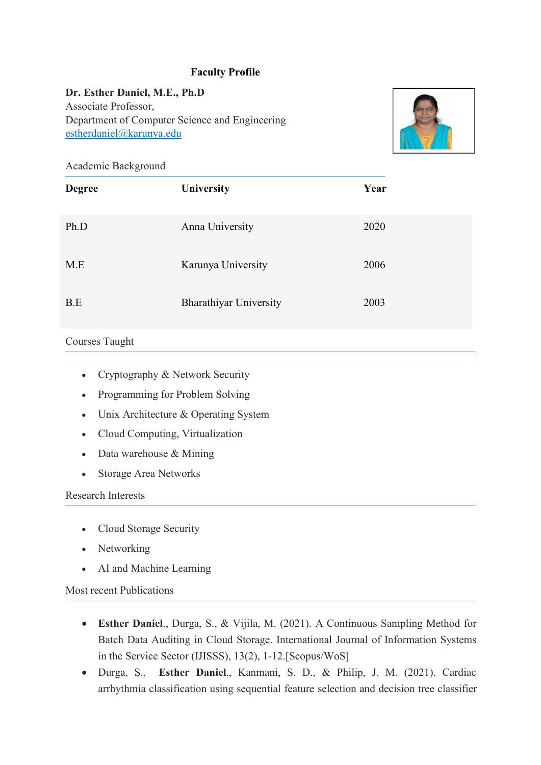# Faculty Profile

**Dr. Esther Daniel, M.E., Ph.D**
Associate Professor,
Department of Computer Science and Engineering
estherdaniel@karunya.edu

## Academic Background

| Degree | University | Year |
|---|---|---|
| Ph.D | Anna University | 2020 |
| M.E | Karunya University | 2006 |
| B.E | Bharathiyar University | 2003 |

## Courses Taught

- Cryptography & Network Security
- Programming for Problem Solving
- Unix Architecture & Operating System
- Cloud Computing, Virtualization
- Data warehouse & Mining
- Storage Area Networks

## Research Interests

- Cloud Storage Security
- Networking
- AI and Machine Learning

## Most recent Publications

- **Esther Daniel**., Durga, S., & Vijila, M. (2021). A Continuous Sampling Method for Batch Data Auditing in Cloud Storage. International Journal of Information Systems in the Service Sector (IJISSS), 13(2), 1-12.[Scopus/WoS]
- Durga, S., **Esther Daniel**., Kanmani, S. D., & Philip, J. M. (2021). Cardiac arrhythmia classification using sequential feature selection and decision tree classifier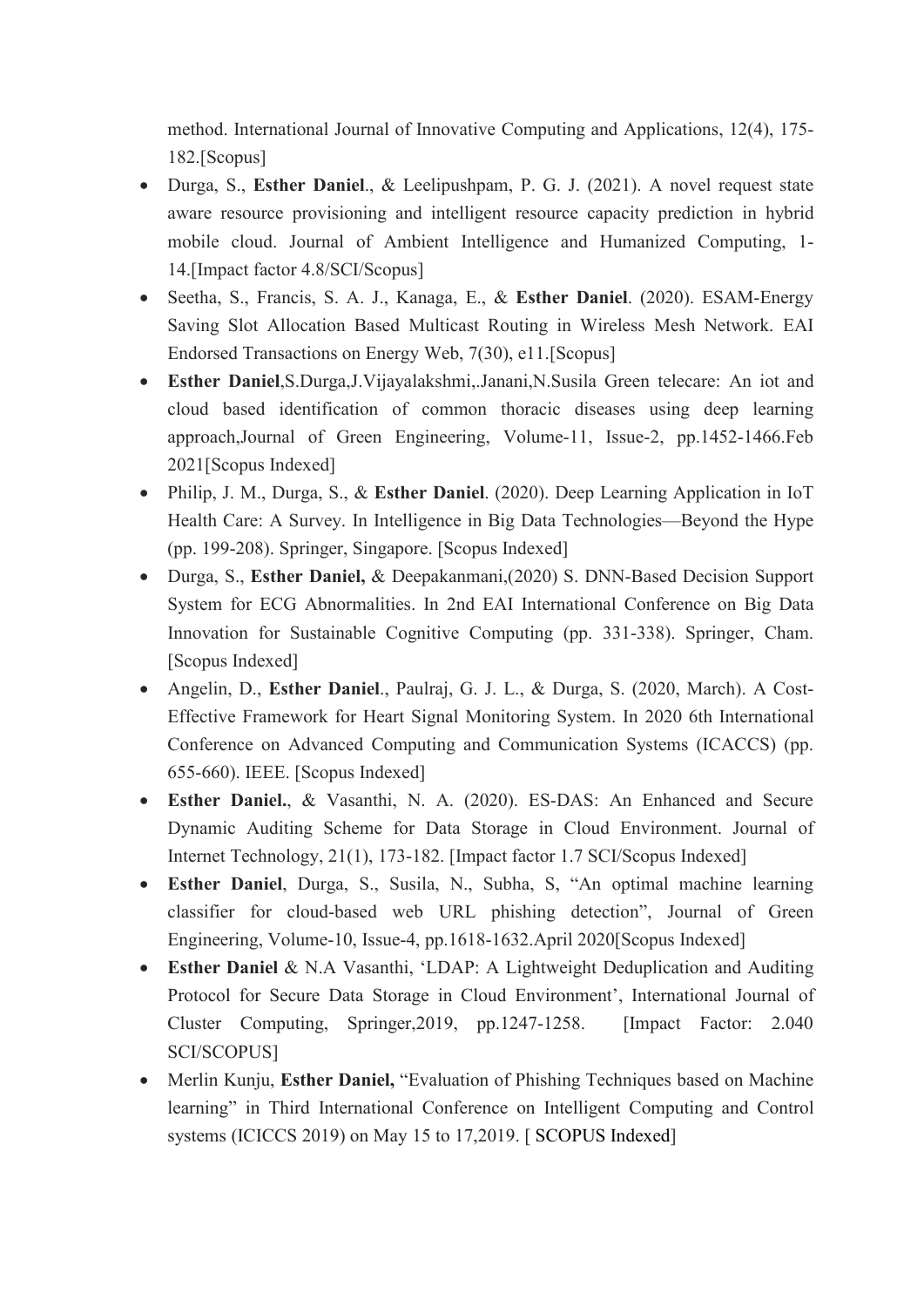method. International Journal of Innovative Computing and Applications, 12(4), 175-182.[Scopus]

- Durga, S., **Esther Daniel**., & Leelipushpam, P. G. J. (2021). A novel request state aware resource provisioning and intelligent resource capacity prediction in hybrid mobile cloud. Journal of Ambient Intelligence and Humanized Computing, 1-14.[Impact factor 4.8/SCI/Scopus]
- Seetha, S., Francis, S. A. J., Kanaga, E., & **Esther Daniel**. (2020). ESAM-Energy Saving Slot Allocation Based Multicast Routing in Wireless Mesh Network. EAI Endorsed Transactions on Energy Web, 7(30), e11.[Scopus]
- **Esther Daniel**,S.Durga,J.Vijayalakshmi,.Janani,N.Susila Green telecare: An iot and cloud based identification of common thoracic diseases using deep learning approach,Journal of Green Engineering, Volume-11, Issue-2, pp.1452-1466.Feb 2021[Scopus Indexed]
- Philip, J. M., Durga, S., & **Esther Daniel**. (2020). Deep Learning Application in IoT Health Care: A Survey. In Intelligence in Big Data Technologies—Beyond the Hype (pp. 199-208). Springer, Singapore. [Scopus Indexed]
- Durga, S., **Esther Daniel,** & Deepakanmani,(2020) S. DNN-Based Decision Support System for ECG Abnormalities. In 2nd EAI International Conference on Big Data Innovation for Sustainable Cognitive Computing (pp. 331-338). Springer, Cham. [Scopus Indexed]
- Angelin, D., **Esther Daniel**., Paulraj, G. J. L., & Durga, S. (2020, March). A Cost-Effective Framework for Heart Signal Monitoring System. In 2020 6th International Conference on Advanced Computing and Communication Systems (ICACCS) (pp. 655-660). IEEE. [Scopus Indexed]
- **Esther Daniel.**, & Vasanthi, N. A. (2020). ES-DAS: An Enhanced and Secure Dynamic Auditing Scheme for Data Storage in Cloud Environment. Journal of Internet Technology, 21(1), 173-182. [Impact factor 1.7 SCI/Scopus Indexed]
- **Esther Daniel**, Durga, S., Susila, N., Subha, S, "An optimal machine learning classifier for cloud-based web URL phishing detection", Journal of Green Engineering, Volume-10, Issue-4, pp.1618-1632.April 2020[Scopus Indexed]
- **Esther Daniel** & N.A Vasanthi, 'LDAP: A Lightweight Deduplication and Auditing Protocol for Secure Data Storage in Cloud Environment', International Journal of Cluster Computing, Springer,2019, pp.1247-1258. [Impact Factor: 2.040 SCI/SCOPUS]
- Merlin Kunju, **Esther Daniel,** "Evaluation of Phishing Techniques based on Machine learning" in Third International Conference on Intelligent Computing and Control systems (ICICCS 2019) on May 15 to 17,2019. [ SCOPUS Indexed]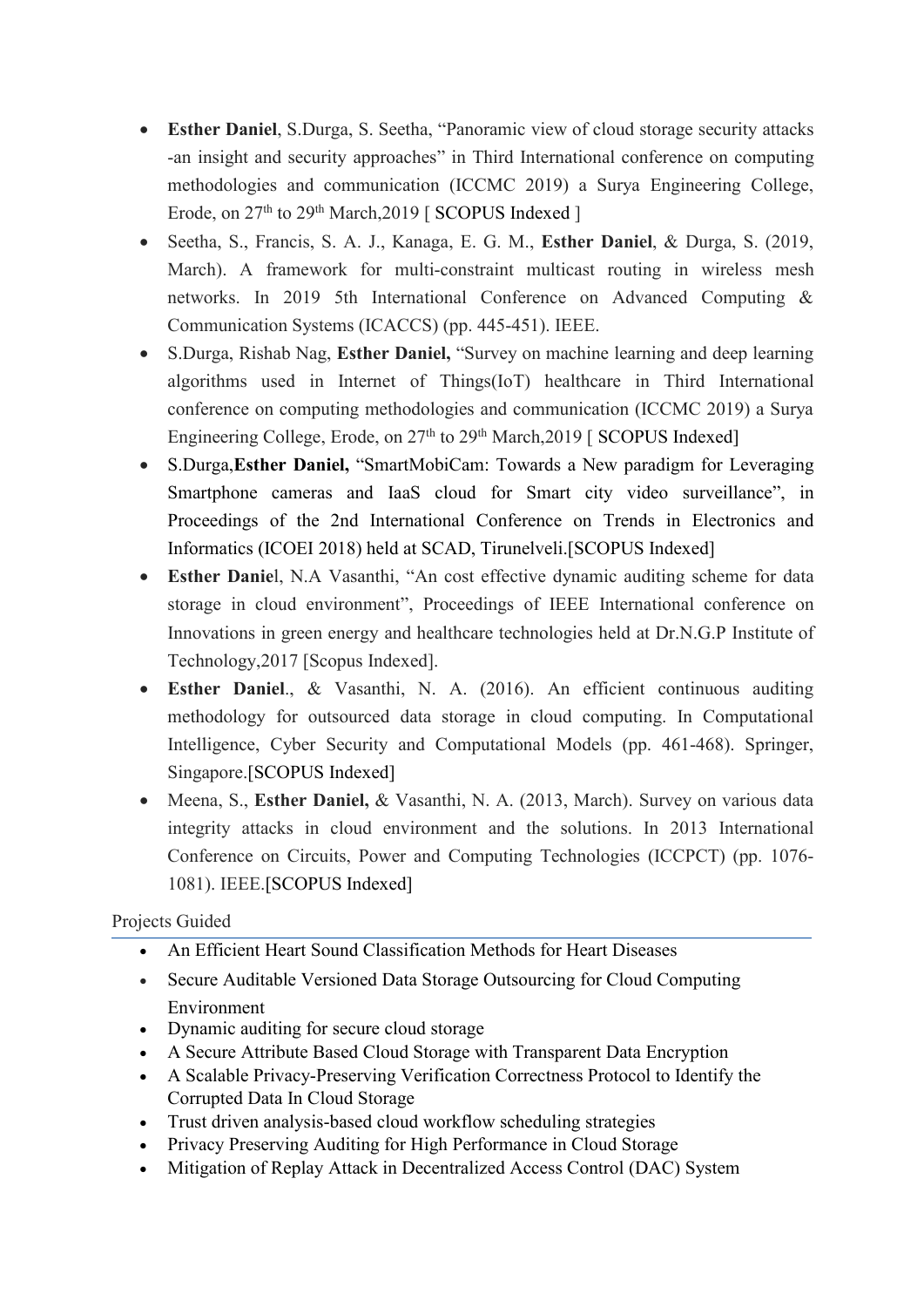- **Esther Daniel**, S.Durga, S. Seetha, "Panoramic view of cloud storage security attacks -an insight and security approaches" in Third International conference on computing methodologies and communication (ICCMC 2019) a Surya Engineering College, Erode, on 27th to 29th March,2019 [ SCOPUS Indexed ]
- Seetha, S., Francis, S. A. J., Kanaga, E. G. M., **Esther Daniel**, & Durga, S. (2019, March). A framework for multi-constraint multicast routing in wireless mesh networks. In 2019 5th International Conference on Advanced Computing & Communication Systems (ICACCS) (pp. 445-451). IEEE.
- S.Durga, Rishab Nag, **Esther Daniel,** "Survey on machine learning and deep learning algorithms used in Internet of Things(IoT) healthcare in Third International conference on computing methodologies and communication (ICCMC 2019) a Surya Engineering College, Erode, on 27th to 29th March,2019 [ SCOPUS Indexed]
- S.Durga,**Esther Daniel,** "SmartMobiCam: Towards a New paradigm for Leveraging Smartphone cameras and IaaS cloud for Smart city video surveillance", in Proceedings of the 2nd International Conference on Trends in Electronics and Informatics (ICOEI 2018) held at SCAD, Tirunelveli.[SCOPUS Indexed]
- **Esther Danie**l, N.A Vasanthi, "An cost effective dynamic auditing scheme for data storage in cloud environment", Proceedings of IEEE International conference on Innovations in green energy and healthcare technologies held at Dr.N.G.P Institute of Technology,2017 [Scopus Indexed].
- **Esther Daniel**., & Vasanthi, N. A. (2016). An efficient continuous auditing methodology for outsourced data storage in cloud computing. In Computational Intelligence, Cyber Security and Computational Models (pp. 461-468). Springer, Singapore.[SCOPUS Indexed]
- Meena, S., **Esther Daniel,** & Vasanthi, N. A. (2013, March). Survey on various data integrity attacks in cloud environment and the solutions. In 2013 International Conference on Circuits, Power and Computing Technologies (ICCPCT) (pp. 1076-1081). IEEE.[SCOPUS Indexed]

## Projects Guided

- An Efficient Heart Sound Classification Methods for Heart Diseases
- Secure Auditable Versioned Data Storage Outsourcing for Cloud Computing Environment
- Dynamic auditing for secure cloud storage
- A Secure Attribute Based Cloud Storage with Transparent Data Encryption
- A Scalable Privacy-Preserving Verification Correctness Protocol to Identify the Corrupted Data In Cloud Storage
- Trust driven analysis-based cloud workflow scheduling strategies
- Privacy Preserving Auditing for High Performance in Cloud Storage
- Mitigation of Replay Attack in Decentralized Access Control (DAC) System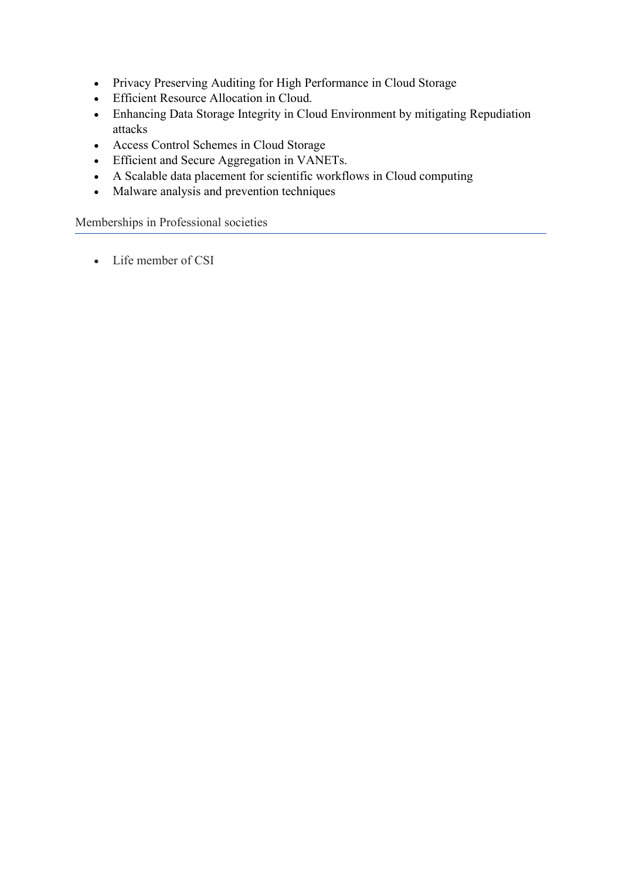- Privacy Preserving Auditing for High Performance in Cloud Storage
- Efficient Resource Allocation in Cloud.
- Enhancing Data Storage Integrity in Cloud Environment by mitigating Repudiation attacks
- Access Control Schemes in Cloud Storage
- Efficient and Secure Aggregation in VANETs.
- A Scalable data placement for scientific workflows in Cloud computing
- Malware analysis and prevention techniques

## Memberships in Professional societies

- Life member of CSI